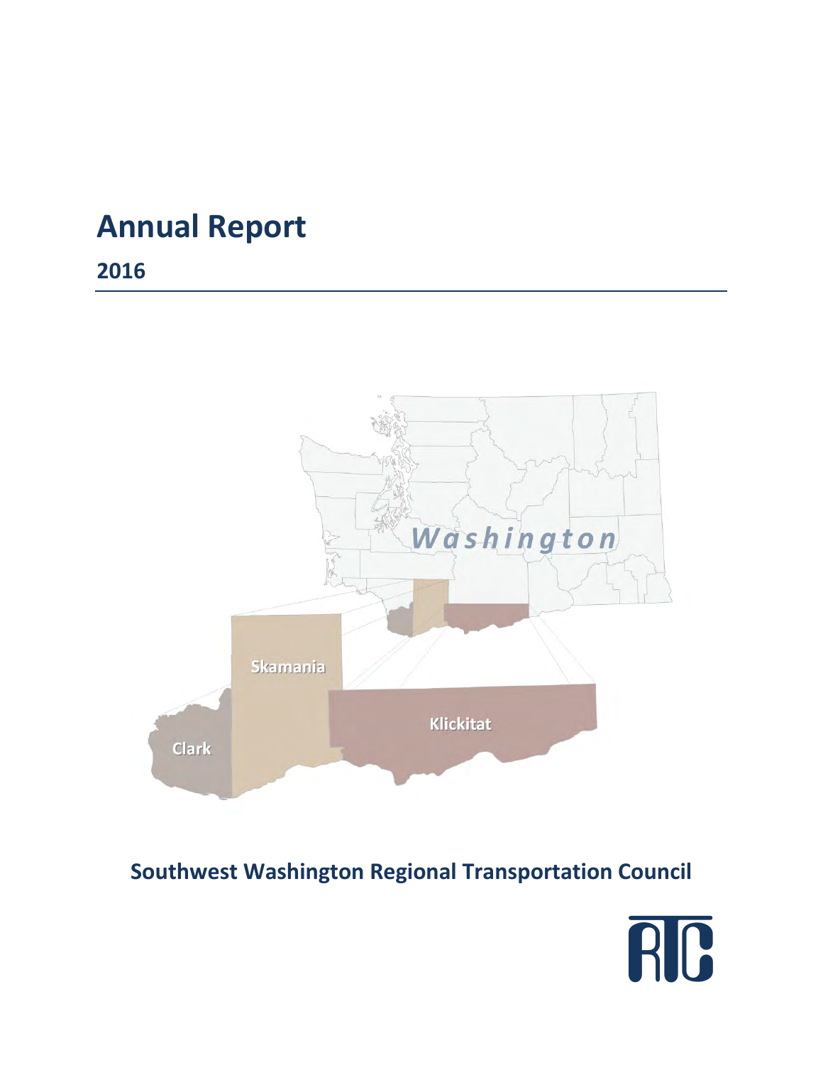# Annual Report

## 2016

Washington

Skamania

Clark

Klickitat

**Southwest Washington Regional Transportation Council**

RTC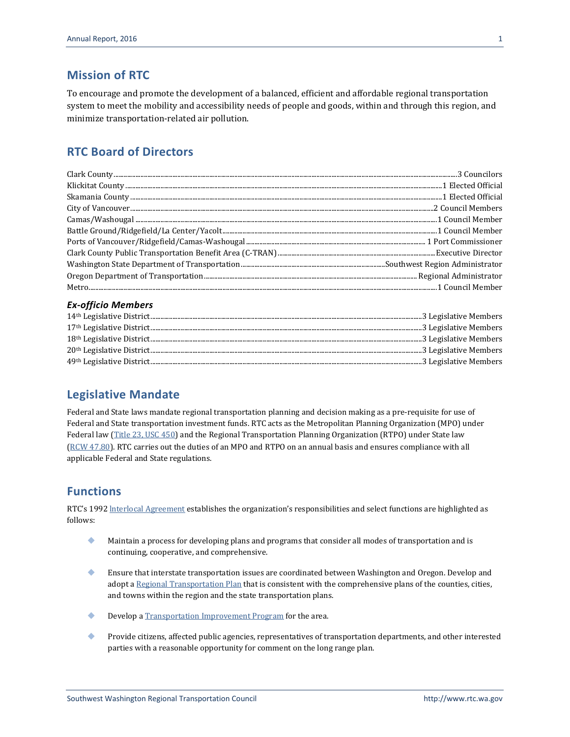## Mission of RTC

To encourage and promote the development of a balanced, efficient and affordable regional transportation system to meet the mobility and accessibility needs of people and goods, within and through this region, and minimize transportation-related air pollution.

## RTC Board of Directors

| | |
|---|---|
| Clark County | 3 Councilors |
| Klickitat County | 1 Elected Official |
| Skamania County | 1 Elected Official |
| City of Vancouver | 2 Council Members |
| Camas/Washougal | 1 Council Member |
| Battle Ground/Ridgefield/La Center/Yacolt | 1 Council Member |
| Ports of Vancouver/Ridgefield/Camas-Washougal | 1 Port Commissioner |
| Clark County Public Transportation Benefit Area (C-TRAN) | Executive Director |
| Washington State Department of Transportation | Southwest Region Administrator |
| Oregon Department of Transportation | Regional Administrator |
| Metro | 1 Council Member |

### *Ex-officio Members*

| | |
|---|---|
| 14th Legislative District | 3 Legislative Members |
| 17th Legislative District | 3 Legislative Members |
| 18th Legislative District | 3 Legislative Members |
| 20th Legislative District | 3 Legislative Members |
| 49th Legislative District | 3 Legislative Members |

## Legislative Mandate

Federal and State laws mandate regional transportation planning and decision making as a pre-requisite for use of Federal and State transportation investment funds. RTC acts as the Metropolitan Planning Organization (MPO) under Federal law (Title 23, USC 450) and the Regional Transportation Planning Organization (RTPO) under State law (RCW 47.80). RTC carries out the duties of an MPO and RTPO on an annual basis and ensures compliance with all applicable Federal and State regulations.

## Functions

RTC's 1992 Interlocal Agreement establishes the organization's responsibilities and select functions are highlighted as follows:

- Maintain a process for developing plans and programs that consider all modes of transportation and is continuing, cooperative, and comprehensive.
- Ensure that interstate transportation issues are coordinated between Washington and Oregon. Develop and adopt a Regional Transportation Plan that is consistent with the comprehensive plans of the counties, cities, and towns within the region and the state transportation plans.
- Develop a Transportation Improvement Program for the area.
- Provide citizens, affected public agencies, representatives of transportation departments, and other interested parties with a reasonable opportunity for comment on the long range plan.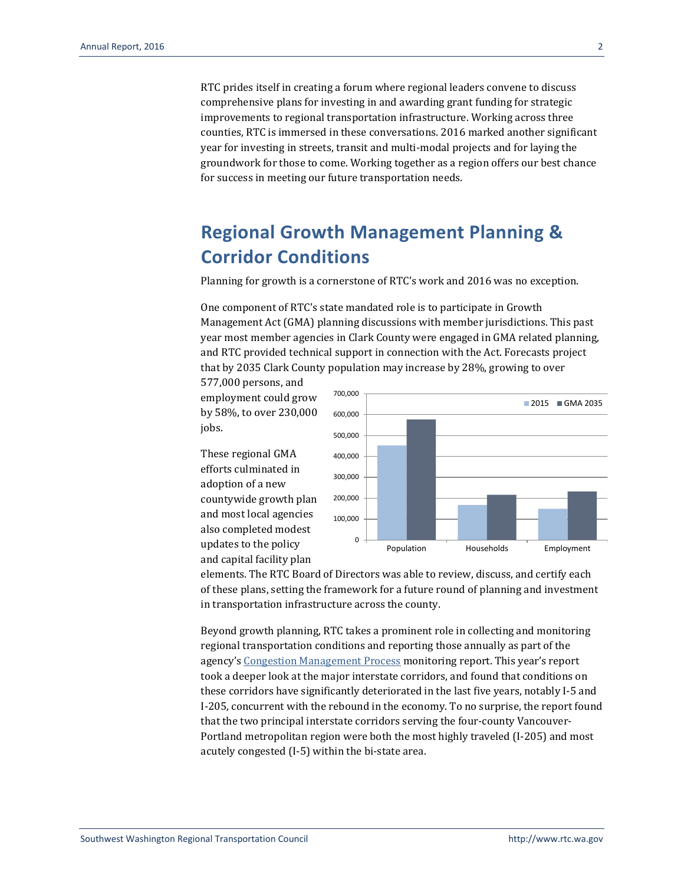RTC prides itself in creating a forum where regional leaders convene to discuss comprehensive plans for investing in and awarding grant funding for strategic improvements to regional transportation infrastructure. Working across three counties, RTC is immersed in these conversations. 2016 marked another significant year for investing in streets, transit and multi-modal projects and for laying the groundwork for those to come. Working together as a region offers our best chance for success in meeting our future transportation needs.

## Regional Growth Management Planning & Corridor Conditions

Planning for growth is a cornerstone of RTC's work and 2016 was no exception.

One component of RTC's state mandated role is to participate in Growth Management Act (GMA) planning discussions with member jurisdictions. This past year most member agencies in Clark County were engaged in GMA related planning, and RTC provided technical support in connection with the Act. Forecasts project that by 2035 Clark County population may increase by 28%, growing to over 577,000 persons, and employment could grow by 58%, to over 230,000 jobs.

These regional GMA efforts culminated in adoption of a new countywide growth plan and most local agencies also completed modest updates to the policy and capital facility plan elements. The RTC Board of Directors was able to review, discuss, and certify each of these plans, setting the framework for a future round of planning and investment in transportation infrastructure across the county.

Beyond growth planning, RTC takes a prominent role in collecting and monitoring regional transportation conditions and reporting those annually as part of the agency's Congestion Management Process monitoring report. This year's report took a deeper look at the major interstate corridors, and found that conditions on these corridors have significantly deteriorated in the last five years, notably I-5 and I-205, concurrent with the rebound in the economy. To no surprise, the report found that the two principal interstate corridors serving the four-county Vancouver-Portland metropolitan region were both the most highly traveled (I-205) and most acutely congested (I-5) within the bi-state area.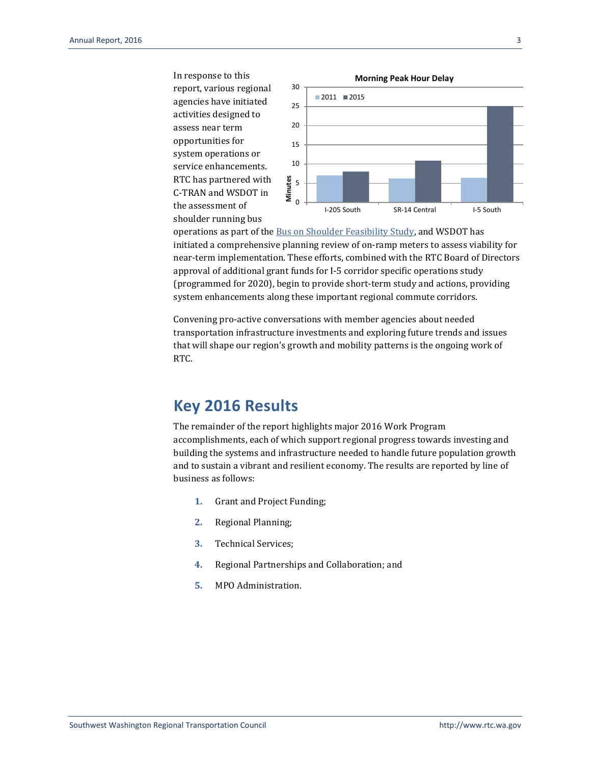In response to this report, various regional agencies have initiated activities designed to assess near term opportunities for system operations or service enhancements. RTC has partnered with C-TRAN and WSDOT in the assessment of shoulder running bus operations as part of the [Bus on Shoulder Feasibility Study](), and WSDOT has initiated a comprehensive planning review of on-ramp meters to assess viability for near-term implementation. These efforts, combined with the RTC Board of Directors approval of additional grant funds for I-5 corridor specific operations study (programmed for 2020), begin to provide short-term study and actions, providing system enhancements along these important regional commute corridors.

**Morning Peak Hour Delay**

(Chart: Minutes of delay, 2011 vs. 2015, for I-205 South, SR-14 Central, and I-5 South)

Convening pro-active conversations with member agencies about needed transportation infrastructure investments and exploring future trends and issues that will shape our region's growth and mobility patterns is the ongoing work of RTC.

## Key 2016 Results

The remainder of the report highlights major 2016 Work Program accomplishments, each of which support regional progress towards investing and building the systems and infrastructure needed to handle future population growth and to sustain a vibrant and resilient economy. The results are reported by line of business as follows:

1. Grant and Project Funding;
2. Regional Planning;
3. Technical Services;
4. Regional Partnerships and Collaboration; and
5. MPO Administration.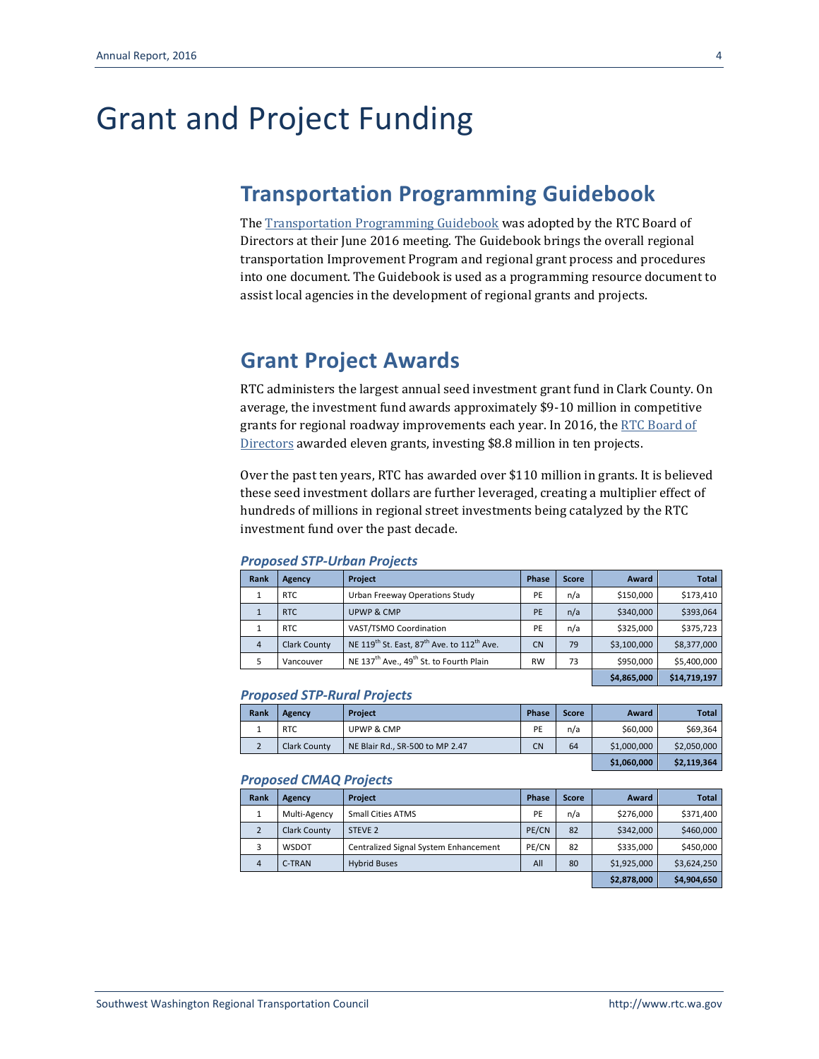# Grant and Project Funding

## Transportation Programming Guidebook

The Transportation Programming Guidebook was adopted by the RTC Board of Directors at their June 2016 meeting. The Guidebook brings the overall regional transportation Improvement Program and regional grant process and procedures into one document. The Guidebook is used as a programming resource document to assist local agencies in the development of regional grants and projects.

## Grant Project Awards

RTC administers the largest annual seed investment grant fund in Clark County. On average, the investment fund awards approximately $9-10 million in competitive grants for regional roadway improvements each year. In 2016, the RTC Board of Directors awarded eleven grants, investing $8.8 million in ten projects.

Over the past ten years, RTC has awarded over $110 million in grants. It is believed these seed investment dollars are further leveraged, creating a multiplier effect of hundreds of millions in regional street investments being catalyzed by the RTC investment fund over the past decade.

### *Proposed STP-Urban Projects*

| Rank | Agency | Project | Phase | Score | Award | Total |
|---|---|---|---|---|---|---|
| 1 | RTC | Urban Freeway Operations Study | PE | n/a | $150,000 | $173,410 |
| 1 | RTC | UPWP & CMP | PE | n/a | $340,000 | $393,064 |
| 1 | RTC | VAST/TSMO Coordination | PE | n/a | $325,000 | $375,723 |
| 4 | Clark County | NE 119th St. East, 87th Ave. to 112th Ave. | CN | 79 | $3,100,000 | $8,377,000 |
| 5 | Vancouver | NE 137th Ave., 49th St. to Fourth Plain | RW | 73 | $950,000 | $5,400,000 |
| | | | | | **$4,865,000** | **$14,719,197** |

### *Proposed STP-Rural Projects*

| Rank | Agency | Project | Phase | Score | Award | Total |
|---|---|---|---|---|---|---|
| 1 | RTC | UPWP & CMP | PE | n/a | $60,000 | $69,364 |
| 2 | Clark County | NE Blair Rd., SR-500 to MP 2.47 | CN | 64 | $1,000,000 | $2,050,000 |
| | | | | | **$1,060,000** | **$2,119,364** |

### *Proposed CMAQ Projects*

| Rank | Agency | Project | Phase | Score | Award | Total |
|---|---|---|---|---|---|---|
| 1 | Multi-Agency | Small Cities ATMS | PE | n/a | $276,000 | $371,400 |
| 2 | Clark County | STEVE 2 | PE/CN | 82 | $342,000 | $460,000 |
| 3 | WSDOT | Centralized Signal System Enhancement | PE/CN | 82 | $335,000 | $450,000 |
| 4 | C-TRAN | Hybrid Buses | All | 80 | $1,925,000 | $3,624,250 |
| | | | | | **$2,878,000** | **$4,904,650** |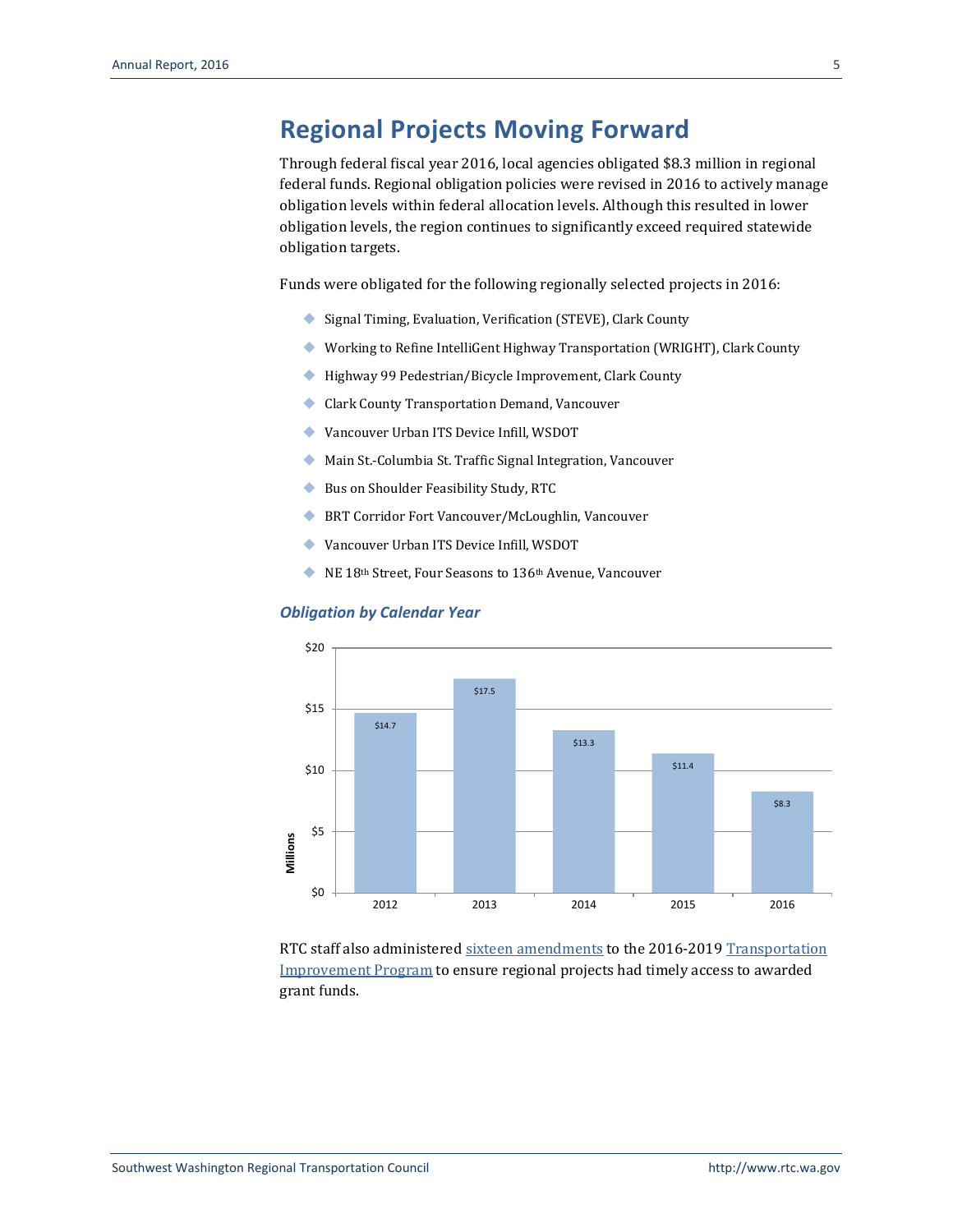# Regional Projects Moving Forward

Through federal fiscal year 2016, local agencies obligated $8.3 million in regional federal funds. Regional obligation policies were revised in 2016 to actively manage obligation levels within federal allocation levels. Although this resulted in lower obligation levels, the region continues to significantly exceed required statewide obligation targets.

Funds were obligated for the following regionally selected projects in 2016:

- Signal Timing, Evaluation, Verification (STEVE), Clark County
- Working to Refine IntelliGent Highway Transportation (WRIGHT), Clark County
- Highway 99 Pedestrian/Bicycle Improvement, Clark County
- Clark County Transportation Demand, Vancouver
- Vancouver Urban ITS Device Infill, WSDOT
- Main St.-Columbia St. Traffic Signal Integration, Vancouver
- Bus on Shoulder Feasibility Study, RTC
- BRT Corridor Fort Vancouver/McLoughlin, Vancouver
- Vancouver Urban ITS Device Infill, WSDOT
- NE 18th Street, Four Seasons to 136th Avenue, Vancouver

### *Obligation by Calendar Year*

| Year | Obligation (Millions) |
|---|---|
| 2012 | $14.7 |
| 2013 | $17.5 |
| 2014 | $13.3 |
| 2015 | $11.4 |
| 2016 | $8.3 |

RTC staff also administered sixteen amendments to the 2016-2019 Transportation Improvement Program to ensure regional projects had timely access to awarded grant funds.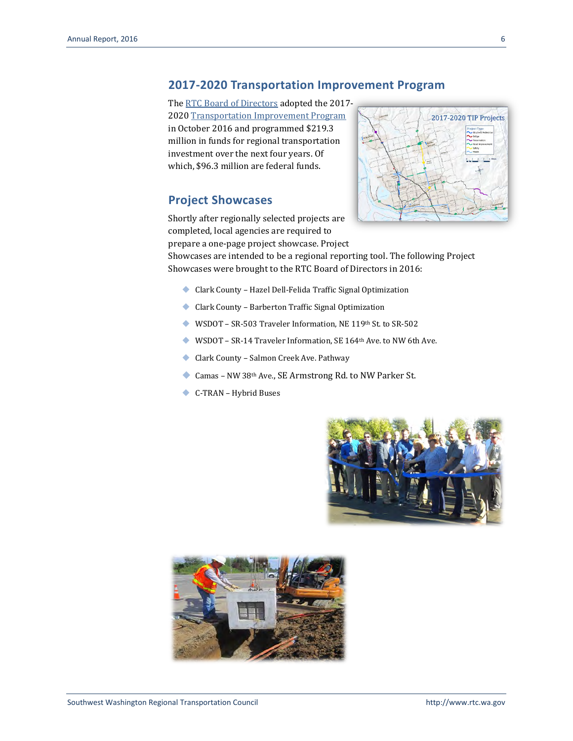## 2017-2020 Transportation Improvement Program

The RTC Board of Directors adopted the 2017-2020 Transportation Improvement Program in October 2016 and programmed $219.3 million in funds for regional transportation investment over the next four years. Of which, $96.3 million are federal funds.

## Project Showcases

Shortly after regionally selected projects are completed, local agencies are required to prepare a one-page project showcase. Project Showcases are intended to be a regional reporting tool. The following Project Showcases were brought to the RTC Board of Directors in 2016:

- Clark County – Hazel Dell-Felida Traffic Signal Optimization
- Clark County – Barberton Traffic Signal Optimization
- WSDOT – SR-503 Traveler Information, NE 119th St. to SR-502
- WSDOT – SR-14 Traveler Information, SE 164th Ave. to NW 6th Ave.
- Clark County – Salmon Creek Ave. Pathway
- Camas – NW 38th Ave., SE Armstrong Rd. to NW Parker St.
- C-TRAN – Hybrid Buses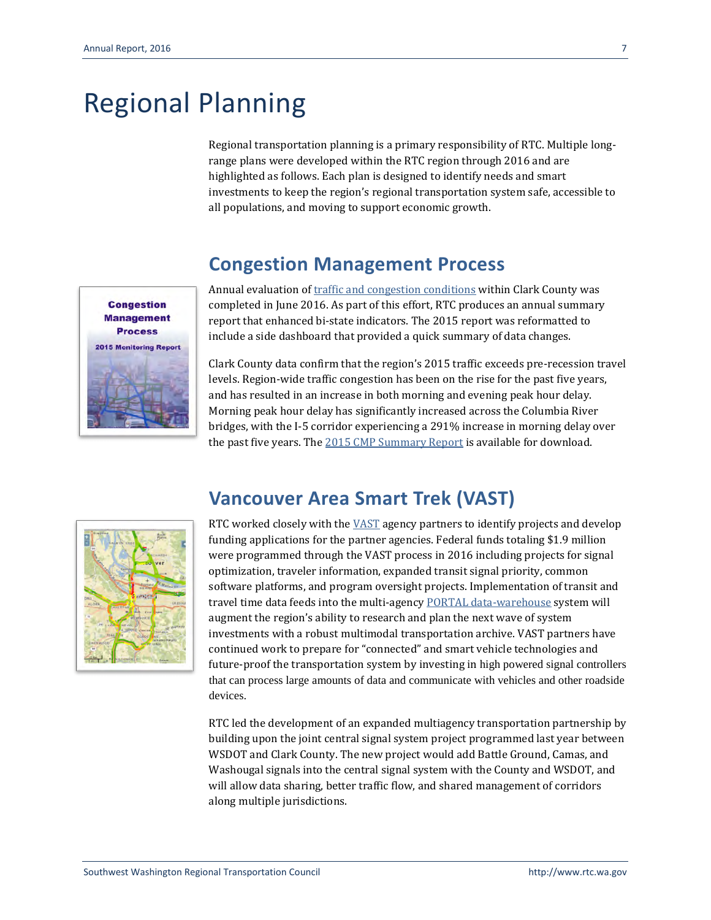# Regional Planning

Regional transportation planning is a primary responsibility of RTC. Multiple long-range plans were developed within the RTC region through 2016 and are highlighted as follows. Each plan is designed to identify needs and smart investments to keep the region's regional transportation system safe, accessible to all populations, and moving to support economic growth.

## Congestion Management Process

Annual evaluation of traffic and congestion conditions within Clark County was completed in June 2016. As part of this effort, RTC produces an annual summary report that enhanced bi-state indicators. The 2015 report was reformatted to include a side dashboard that provided a quick summary of data changes.

Clark County data confirm that the region's 2015 traffic exceeds pre-recession travel levels. Region-wide traffic congestion has been on the rise for the past five years, and has resulted in an increase in both morning and evening peak hour delay. Morning peak hour delay has significantly increased across the Columbia River bridges, with the I-5 corridor experiencing a 291% increase in morning delay over the past five years. The 2015 CMP Summary Report is available for download.

## Vancouver Area Smart Trek (VAST)

RTC worked closely with the VAST agency partners to identify projects and develop funding applications for the partner agencies. Federal funds totaling $1.9 million were programmed through the VAST process in 2016 including projects for signal optimization, traveler information, expanded transit signal priority, common software platforms, and program oversight projects. Implementation of transit and travel time data feeds into the multi-agency PORTAL data-warehouse system will augment the region's ability to research and plan the next wave of system investments with a robust multimodal transportation archive. VAST partners have continued work to prepare for "connected" and smart vehicle technologies and future-proof the transportation system by investing in high powered signal controllers that can process large amounts of data and communicate with vehicles and other roadside devices.

RTC led the development of an expanded multiagency transportation partnership by building upon the joint central signal system project programmed last year between WSDOT and Clark County. The new project would add Battle Ground, Camas, and Washougal signals into the central signal system with the County and WSDOT, and will allow data sharing, better traffic flow, and shared management of corridors along multiple jurisdictions.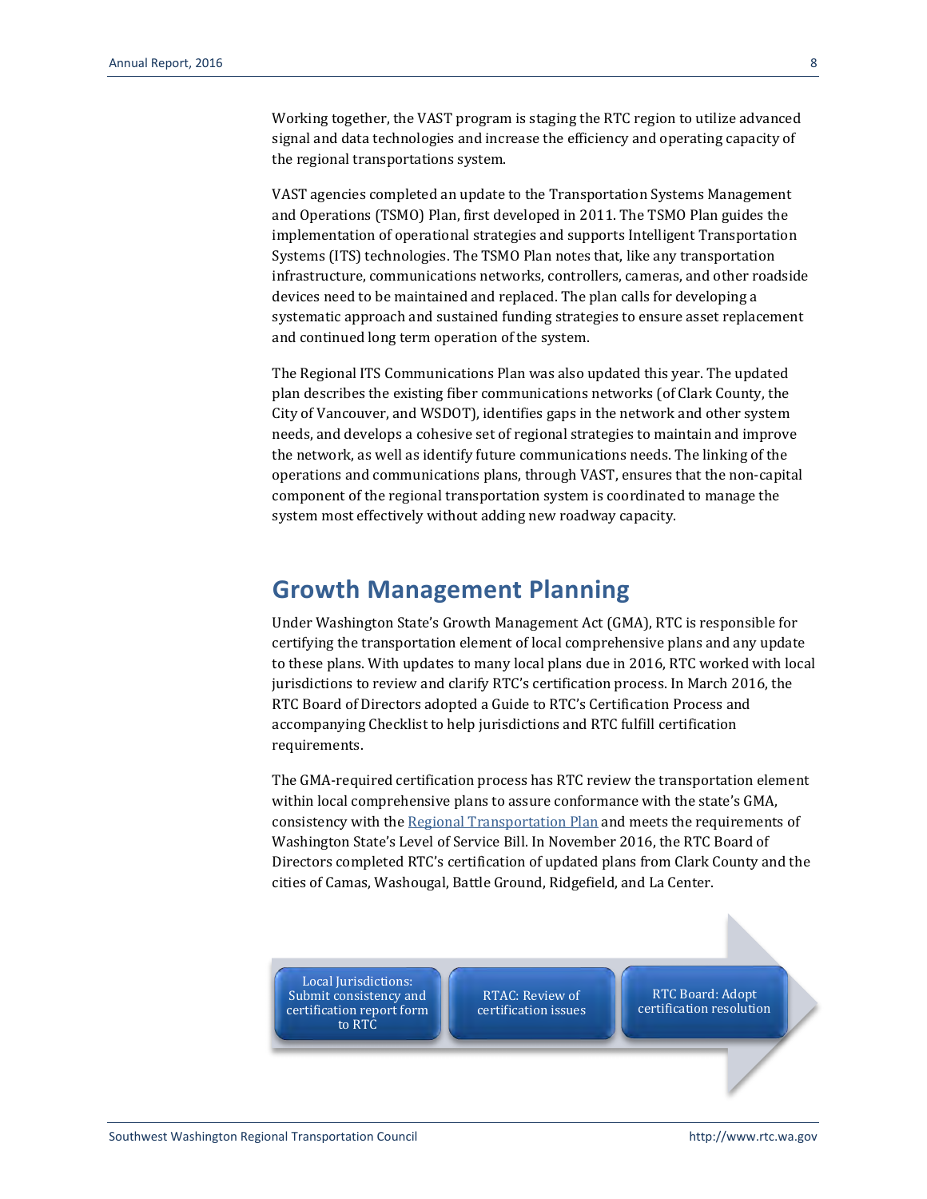Working together, the VAST program is staging the RTC region to utilize advanced signal and data technologies and increase the efficiency and operating capacity of the regional transportations system.

VAST agencies completed an update to the Transportation Systems Management and Operations (TSMO) Plan, first developed in 2011. The TSMO Plan guides the implementation of operational strategies and supports Intelligent Transportation Systems (ITS) technologies. The TSMO Plan notes that, like any transportation infrastructure, communications networks, controllers, cameras, and other roadside devices need to be maintained and replaced. The plan calls for developing a systematic approach and sustained funding strategies to ensure asset replacement and continued long term operation of the system.

The Regional ITS Communications Plan was also updated this year. The updated plan describes the existing fiber communications networks (of Clark County, the City of Vancouver, and WSDOT), identifies gaps in the network and other system needs, and develops a cohesive set of regional strategies to maintain and improve the network, as well as identify future communications needs. The linking of the operations and communications plans, through VAST, ensures that the non-capital component of the regional transportation system is coordinated to manage the system most effectively without adding new roadway capacity.

## Growth Management Planning

Under Washington State's Growth Management Act (GMA), RTC is responsible for certifying the transportation element of local comprehensive plans and any update to these plans. With updates to many local plans due in 2016, RTC worked with local jurisdictions to review and clarify RTC's certification process. In March 2016, the RTC Board of Directors adopted a Guide to RTC's Certification Process and accompanying Checklist to help jurisdictions and RTC fulfill certification requirements.

The GMA-required certification process has RTC review the transportation element within local comprehensive plans to assure conformance with the state's GMA, consistency with the Regional Transportation Plan and meets the requirements of Washington State's Level of Service Bill. In November 2016, the RTC Board of Directors completed RTC's certification of updated plans from Clark County and the cities of Camas, Washougal, Battle Ground, Ridgefield, and La Center.

Local Jurisdictions: Submit consistency and certification report form to RTC → RTAC: Review of certification issues → RTC Board: Adopt certification resolution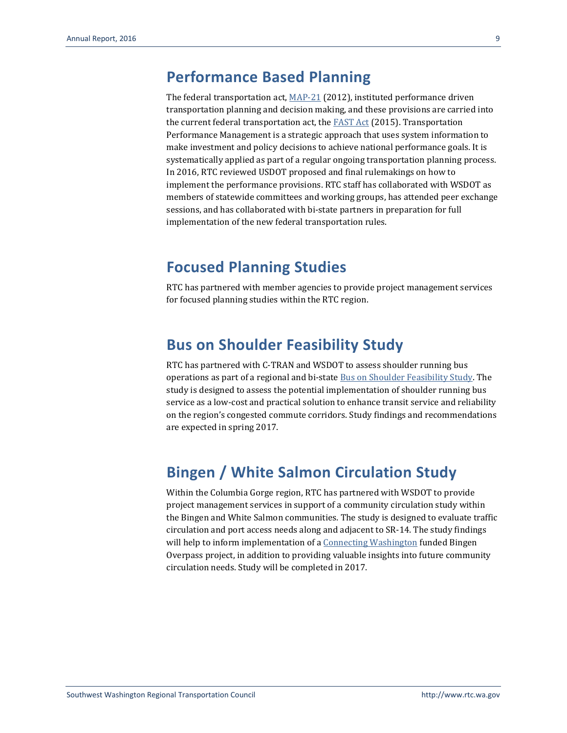## Performance Based Planning

The federal transportation act, MAP-21 (2012), instituted performance driven transportation planning and decision making, and these provisions are carried into the current federal transportation act, the FAST Act (2015). Transportation Performance Management is a strategic approach that uses system information to make investment and policy decisions to achieve national performance goals. It is systematically applied as part of a regular ongoing transportation planning process. In 2016, RTC reviewed USDOT proposed and final rulemakings on how to implement the performance provisions. RTC staff has collaborated with WSDOT as members of statewide committees and working groups, has attended peer exchange sessions, and has collaborated with bi-state partners in preparation for full implementation of the new federal transportation rules.

## Focused Planning Studies

RTC has partnered with member agencies to provide project management services for focused planning studies within the RTC region.

## Bus on Shoulder Feasibility Study

RTC has partnered with C-TRAN and WSDOT to assess shoulder running bus operations as part of a regional and bi-state Bus on Shoulder Feasibility Study. The study is designed to assess the potential implementation of shoulder running bus service as a low-cost and practical solution to enhance transit service and reliability on the region's congested commute corridors. Study findings and recommendations are expected in spring 2017.

## Bingen / White Salmon Circulation Study

Within the Columbia Gorge region, RTC has partnered with WSDOT to provide project management services in support of a community circulation study within the Bingen and White Salmon communities. The study is designed to evaluate traffic circulation and port access needs along and adjacent to SR-14. The study findings will help to inform implementation of a Connecting Washington funded Bingen Overpass project, in addition to providing valuable insights into future community circulation needs. Study will be completed in 2017.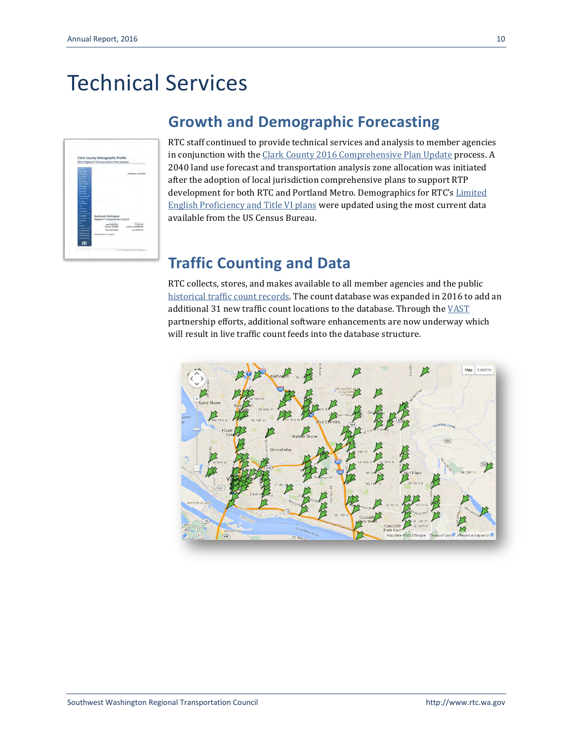# Technical Services

## Growth and Demographic Forecasting

RTC staff continued to provide technical services and analysis to member agencies in conjunction with the Clark County 2016 Comprehensive Plan Update process. A 2040 land use forecast and transportation analysis zone allocation was initiated after the adoption of local jurisdiction comprehensive plans to support RTP development for both RTC and Portland Metro. Demographics for RTC's Limited English Proficiency and Title VI plans were updated using the most current data available from the US Census Bureau.

## Traffic Counting and Data

RTC collects, stores, and makes available to all member agencies and the public historical traffic count records. The count database was expanded in 2016 to add an additional 31 new traffic count locations to the database. Through the VAST partnership efforts, additional software enhancements are now underway which will result in live traffic count feeds into the database structure.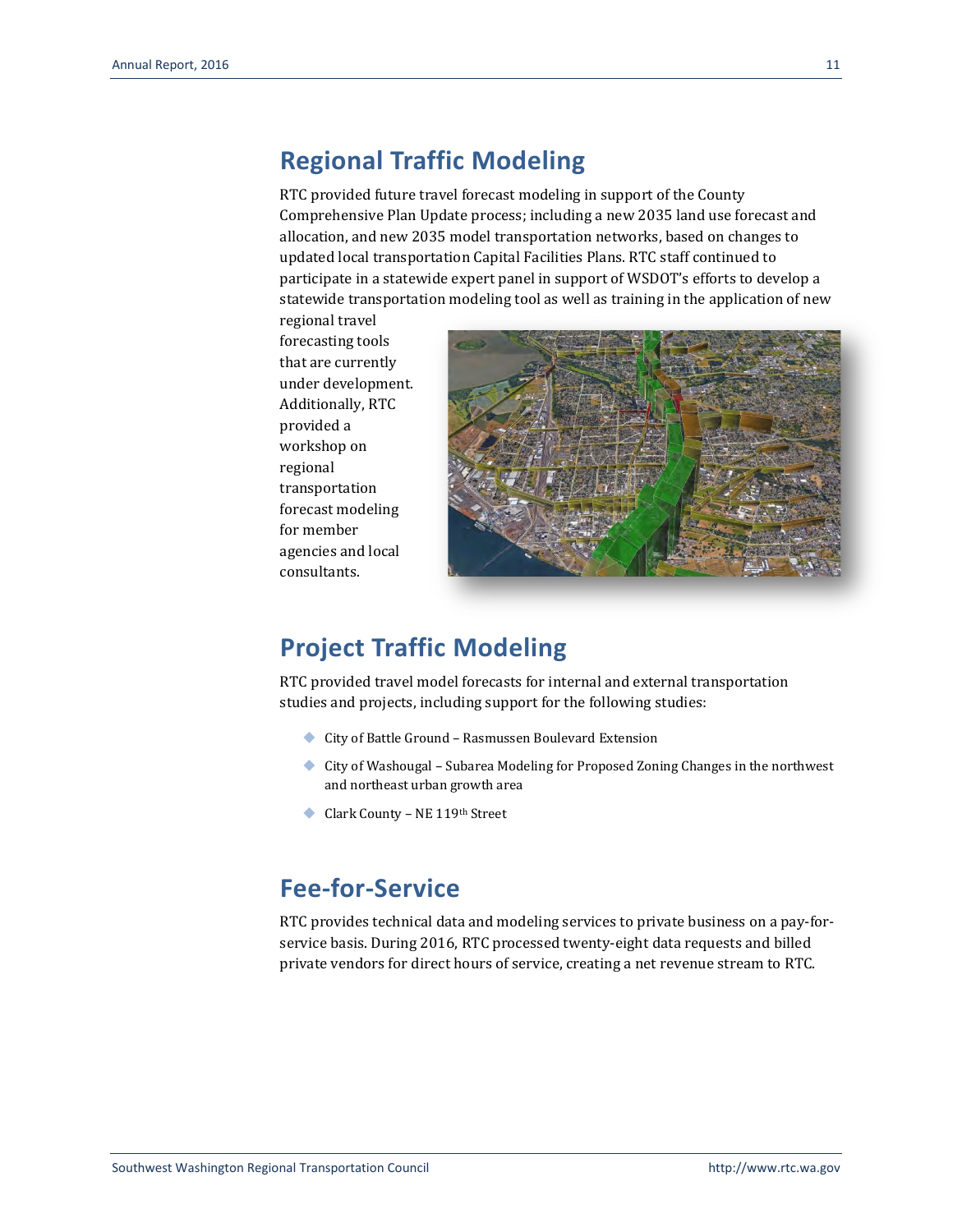## Regional Traffic Modeling

RTC provided future travel forecast modeling in support of the County Comprehensive Plan Update process; including a new 2035 land use forecast and allocation, and new 2035 model transportation networks, based on changes to updated local transportation Capital Facilities Plans. RTC staff continued to participate in a statewide expert panel in support of WSDOT's efforts to develop a statewide transportation modeling tool as well as training in the application of new regional travel forecasting tools that are currently under development. Additionally, RTC provided a workshop on regional transportation forecast modeling for member agencies and local consultants.

## Project Traffic Modeling

RTC provided travel model forecasts for internal and external transportation studies and projects, including support for the following studies:

- City of Battle Ground – Rasmussen Boulevard Extension
- City of Washougal – Subarea Modeling for Proposed Zoning Changes in the northwest and northeast urban growth area
- Clark County – NE 119th Street

## Fee-for-Service

RTC provides technical data and modeling services to private business on a pay-for-service basis. During 2016, RTC processed twenty-eight data requests and billed private vendors for direct hours of service, creating a net revenue stream to RTC.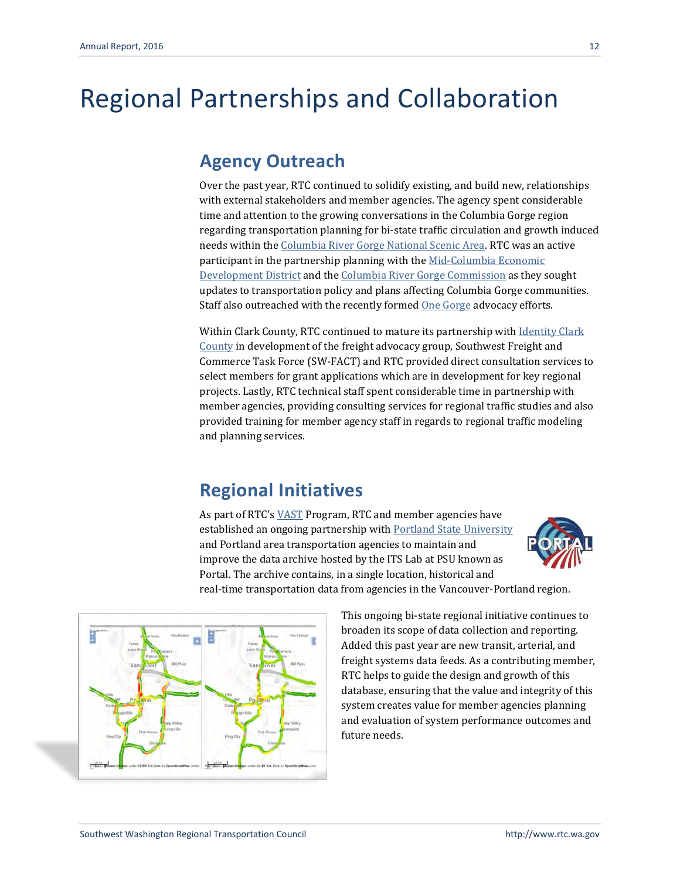# Regional Partnerships and Collaboration

## Agency Outreach

Over the past year, RTC continued to solidify existing, and build new, relationships with external stakeholders and member agencies. The agency spent considerable time and attention to the growing conversations in the Columbia Gorge region regarding transportation planning for bi-state traffic circulation and growth induced needs within the Columbia River Gorge National Scenic Area. RTC was an active participant in the partnership planning with the Mid-Columbia Economic Development District and the Columbia River Gorge Commission as they sought updates to transportation policy and plans affecting Columbia Gorge communities. Staff also outreached with the recently formed One Gorge advocacy efforts.

Within Clark County, RTC continued to mature its partnership with Identity Clark County in development of the freight advocacy group, Southwest Freight and Commerce Task Force (SW-FACT) and RTC provided direct consultation services to select members for grant applications which are in development for key regional projects. Lastly, RTC technical staff spent considerable time in partnership with member agencies, providing consulting services for regional traffic studies and also provided training for member agency staff in regards to regional traffic modeling and planning services.

## Regional Initiatives

As part of RTC's VAST Program, RTC and member agencies have established an ongoing partnership with Portland State University and Portland area transportation agencies to maintain and improve the data archive hosted by the ITS Lab at PSU known as Portal. The archive contains, in a single location, historical and real-time transportation data from agencies in the Vancouver-Portland region.

This ongoing bi-state regional initiative continues to broaden its scope of data collection and reporting. Added this past year are new transit, arterial, and freight systems data feeds. As a contributing member, RTC helps to guide the design and growth of this database, ensuring that the value and integrity of this system creates value for member agencies planning and evaluation of system performance outcomes and future needs.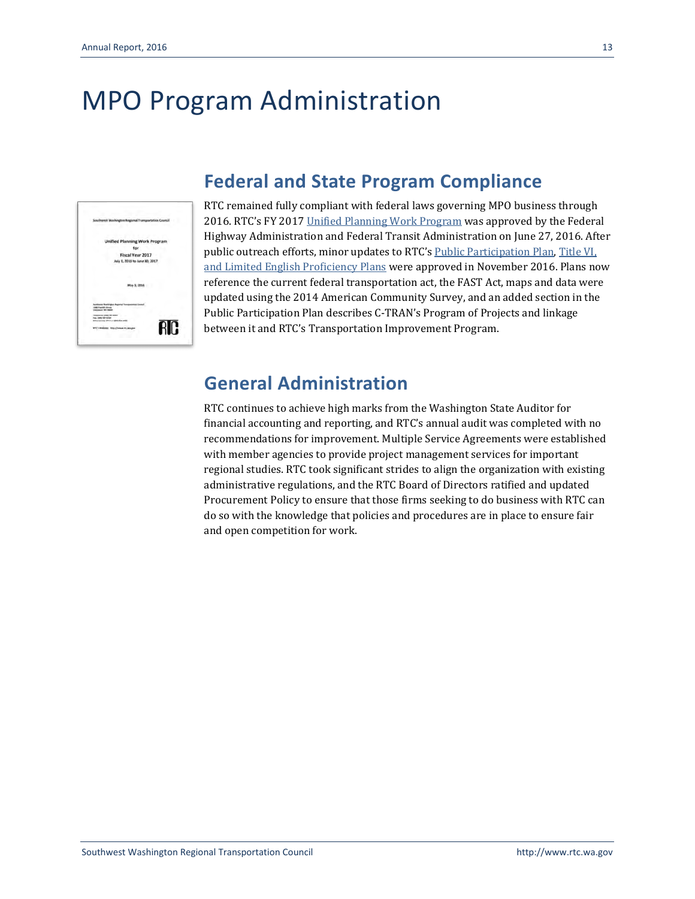# MPO Program Administration

## Federal and State Program Compliance

RTC remained fully compliant with federal laws governing MPO business through 2016. RTC's FY 2017 Unified Planning Work Program was approved by the Federal Highway Administration and Federal Transit Administration on June 27, 2016. After public outreach efforts, minor updates to RTC's Public Participation Plan, Title VI, and Limited English Proficiency Plans were approved in November 2016. Plans now reference the current federal transportation act, the FAST Act, maps and data were updated using the 2014 American Community Survey, and an added section in the Public Participation Plan describes C-TRAN's Program of Projects and linkage between it and RTC's Transportation Improvement Program.

## General Administration

RTC continues to achieve high marks from the Washington State Auditor for financial accounting and reporting, and RTC's annual audit was completed with no recommendations for improvement. Multiple Service Agreements were established with member agencies to provide project management services for important regional studies. RTC took significant strides to align the organization with existing administrative regulations, and the RTC Board of Directors ratified and updated Procurement Policy to ensure that those firms seeking to do business with RTC can do so with the knowledge that policies and procedures are in place to ensure fair and open competition for work.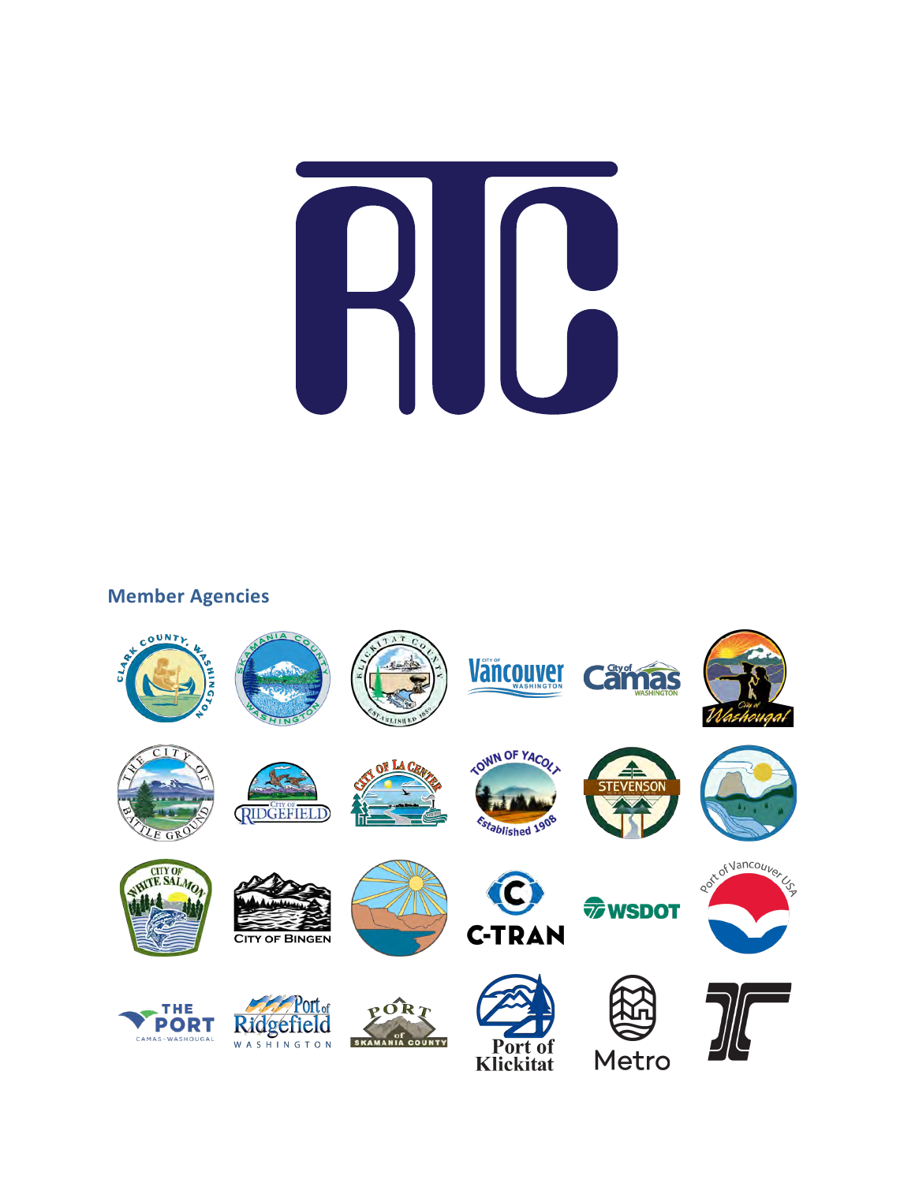## Member Agencies